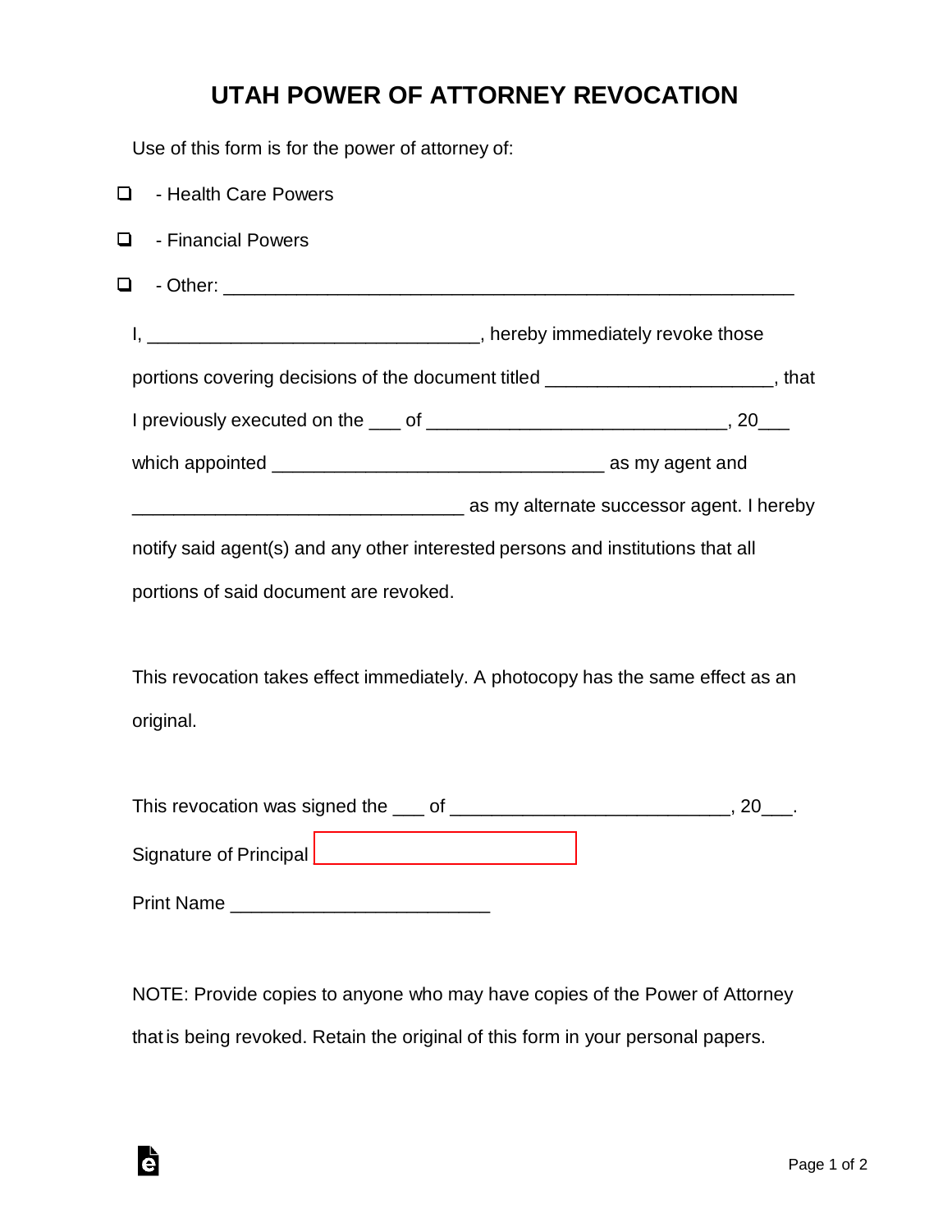# UTAH POWER OF ATTORNEY REVOCATION

Use of this form is for the power of attorney of:

☐ - Health Care Powers

☐ - Financial Powers

☐ - Other: _______________________________________________________

I, ________________________________, hereby immediately revoke those portions covering decisions of the document titled ______________________, that I previously executed on the ___ of ____________________________, 20___ which appointed ________________________________ as my agent and ________________________________ as my alternate successor agent. I hereby notify said agent(s) and any other interested persons and institutions that all portions of said document are revoked.

This revocation takes effect immediately. A photocopy has the same effect as an original.

This revocation was signed the ___ of ___________________________, 20___.

Signature of Principal _________________________

Print Name _________________________

NOTE: Provide copies to anyone who may have copies of the Power of Attorney that is being revoked. Retain the original of this form in your personal papers.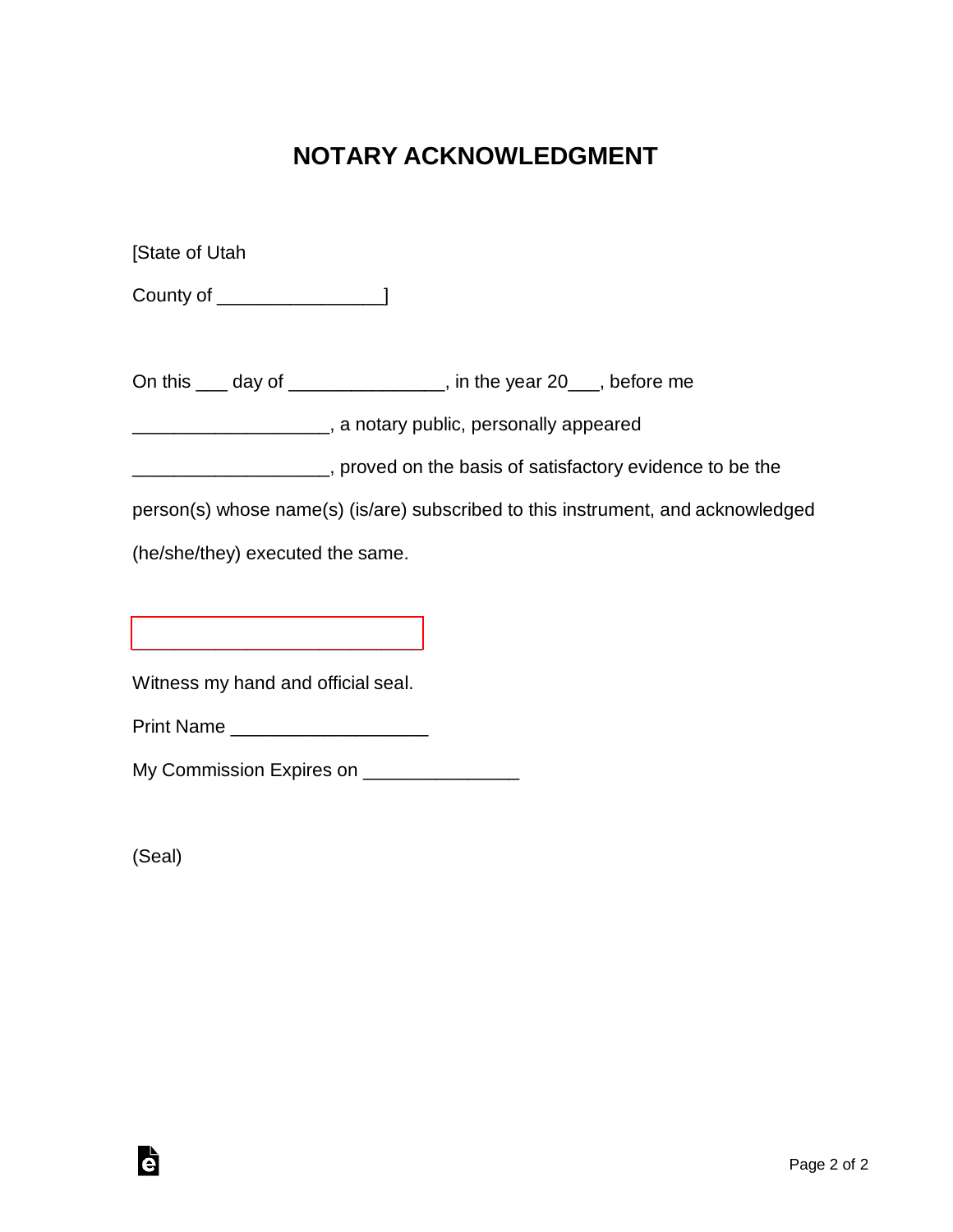# NOTARY ACKNOWLEDGMENT

[State of Utah

County of ________________]

On this ___ day of _______________, in the year 20___, before me ___________________, a notary public, personally appeared ___________________, proved on the basis of satisfactory evidence to be the person(s) whose name(s) (is/are) subscribed to this instrument, and acknowledged (he/she/they) executed the same.

____________________________

Witness my hand and official seal.

Print Name ___________________

My Commission Expires on _______________

(Seal)